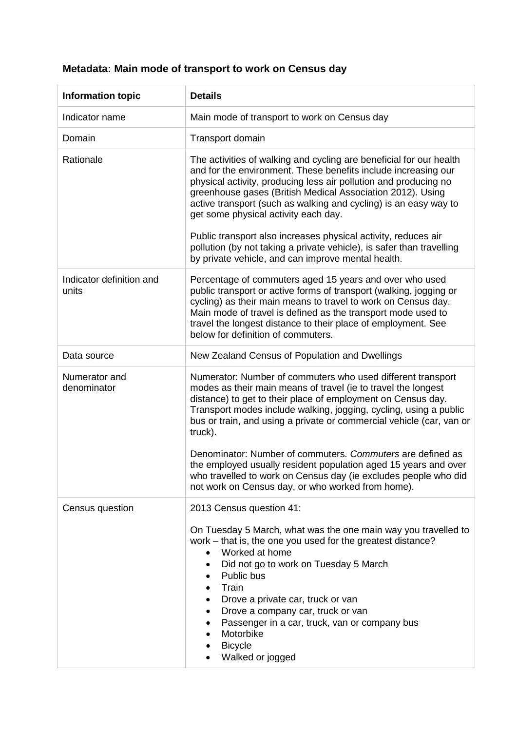## Metadata: Main mode of transport to work on Census day

| Information topic | Details |
| --- | --- |
| Indicator name | Main mode of transport to work on Census day |
| Domain | Transport domain |
| Rationale | The activities of walking and cycling are beneficial for our health and for the environment. These benefits include increasing our physical activity, producing less air pollution and producing no greenhouse gases (British Medical Association 2012). Using active transport (such as walking and cycling) is an easy way to get some physical activity each day.<br><br>Public transport also increases physical activity, reduces air pollution (by not taking a private vehicle), is safer than travelling by private vehicle, and can improve mental health. |
| Indicator definition and units | Percentage of commuters aged 15 years and over who used public transport or active forms of transport (walking, jogging or cycling) as their main means to travel to work on Census day. Main mode of travel is defined as the transport mode used to travel the longest distance to their place of employment. See below for definition of commuters. |
| Data source | New Zealand Census of Population and Dwellings |
| Numerator and denominator | Numerator: Number of commuters who used different transport modes as their main means of travel (ie to travel the longest distance) to get to their place of employment on Census day. Transport modes include walking, jogging, cycling, using a public bus or train, and using a private or commercial vehicle (car, van or truck).<br><br>Denominator: Number of commuters. *Commuters* are defined as the employed usually resident population aged 15 years and over who travelled to work on Census day (ie excludes people who did not work on Census day, or who worked from home). |
| Census question | 2013 Census question 41:<br><br>On Tuesday 5 March, what was the one main way you travelled to work – that is, the one you used for the greatest distance?<br>• Worked at home<br>• Did not go to work on Tuesday 5 March<br>• Public bus<br>• Train<br>• Drove a private car, truck or van<br>• Drove a company car, truck or van<br>• Passenger in a car, truck, van or company bus<br>• Motorbike<br>• Bicycle<br>• Walked or jogged |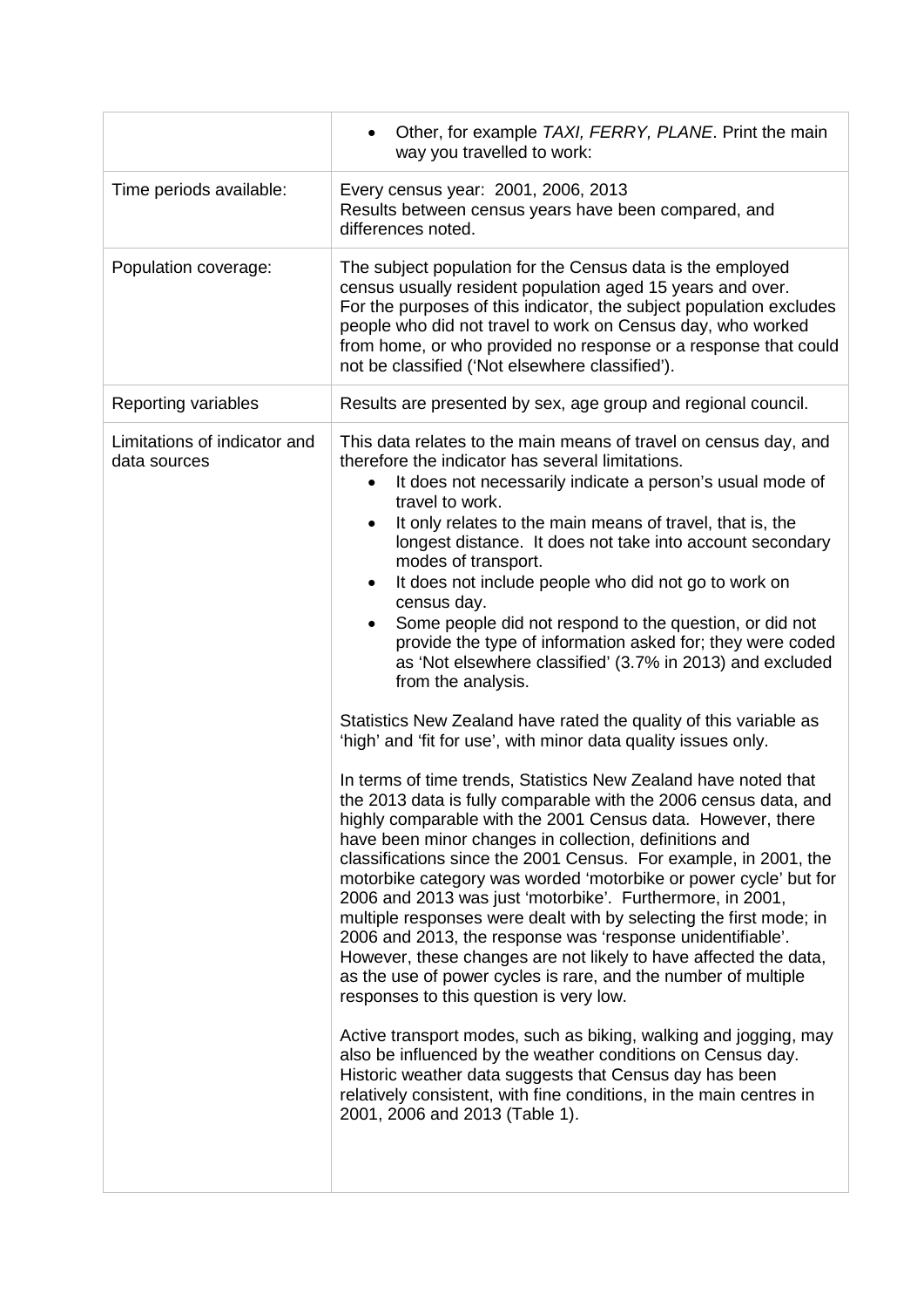| | |
|---|---|
| | • Other, for example *TAXI, FERRY, PLANE*. Print the main way you travelled to work: |
| Time periods available: | Every census year: 2001, 2006, 2013<br>Results between census years have been compared, and differences noted. |
| Population coverage: | The subject population for the Census data is the employed census usually resident population aged 15 years and over.<br>For the purposes of this indicator, the subject population excludes people who did not travel to work on Census day, who worked from home, or who provided no response or a response that could not be classified ('Not elsewhere classified'). |
| Reporting variables | Results are presented by sex, age group and regional council. |
| Limitations of indicator and data sources | This data relates to the main means of travel on census day, and therefore the indicator has several limitations.<br>• It does not necessarily indicate a person's usual mode of travel to work.<br>• It only relates to the main means of travel, that is, the longest distance. It does not take into account secondary modes of transport.<br>• It does not include people who did not go to work on census day.<br>• Some people did not respond to the question, or did not provide the type of information asked for; they were coded as 'Not elsewhere classified' (3.7% in 2013) and excluded from the analysis.<br><br>Statistics New Zealand have rated the quality of this variable as 'high' and 'fit for use', with minor data quality issues only.<br><br>In terms of time trends, Statistics New Zealand have noted that the 2013 data is fully comparable with the 2006 census data, and highly comparable with the 2001 Census data. However, there have been minor changes in collection, definitions and classifications since the 2001 Census. For example, in 2001, the motorbike category was worded 'motorbike or power cycle' but for 2006 and 2013 was just 'motorbike'. Furthermore, in 2001, multiple responses were dealt with by selecting the first mode; in 2006 and 2013, the response was 'response unidentifiable'. However, these changes are not likely to have affected the data, as the use of power cycles is rare, and the number of multiple responses to this question is very low.<br><br>Active transport modes, such as biking, walking and jogging, may also be influenced by the weather conditions on Census day. Historic weather data suggests that Census day has been relatively consistent, with fine conditions, in the main centres in 2001, 2006 and 2013 (Table 1). |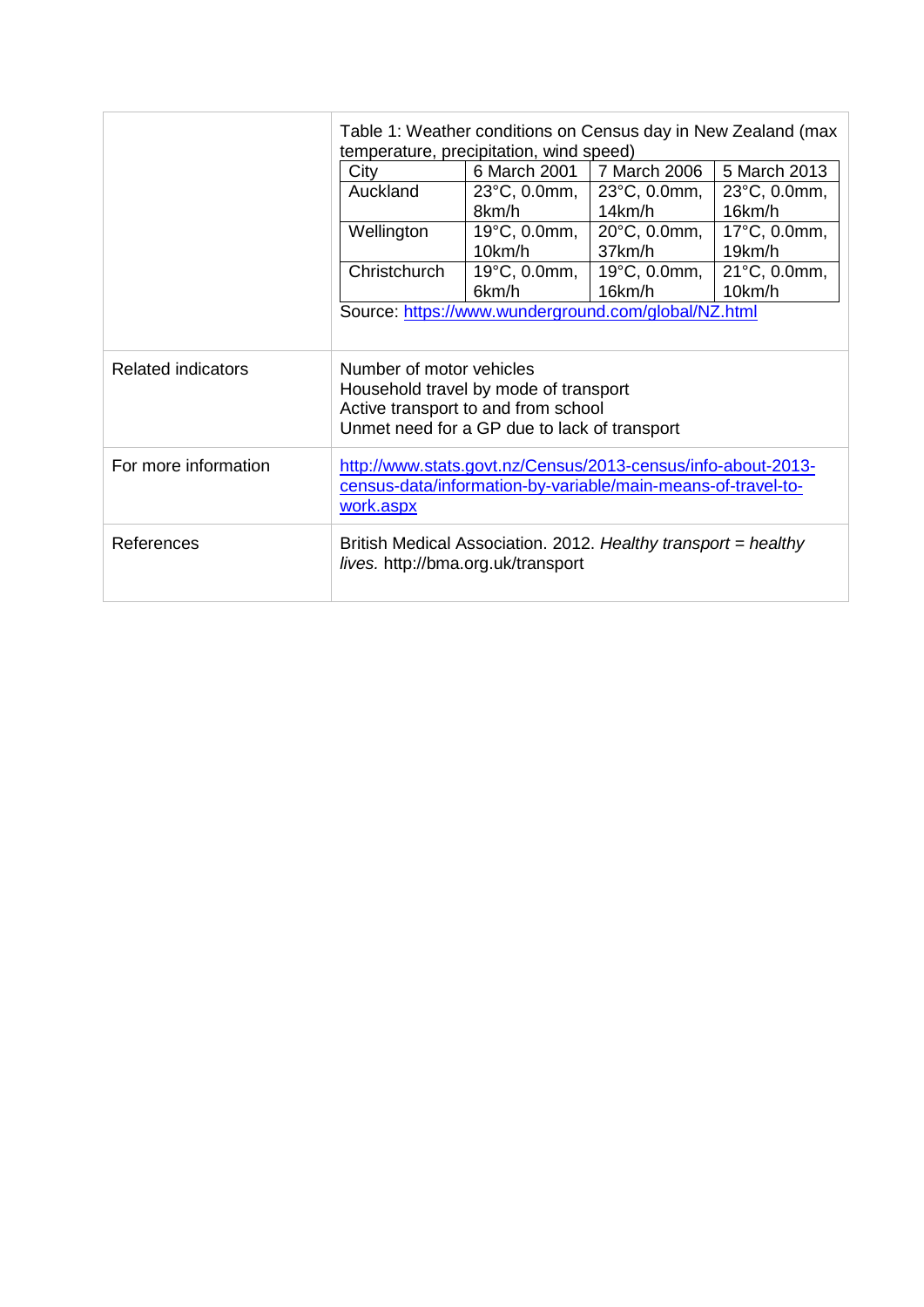| | |
|---|---|
| | Table 1: Weather conditions on Census day in New Zealand (max temperature, precipitation, wind speed) |

| City | 6 March 2001 | 7 March 2006 | 5 March 2013 |
|---|---|---|---|
| Auckland | 23°C, 0.0mm, 8km/h | 23°C, 0.0mm, 14km/h | 23°C, 0.0mm, 16km/h |
| Wellington | 19°C, 0.0mm, 10km/h | 20°C, 0.0mm, 37km/h | 17°C, 0.0mm, 19km/h |
| Christchurch | 19°C, 0.0mm, 6km/h | 19°C, 0.0mm, 16km/h | 21°C, 0.0mm, 10km/h |

Source: https://www.wunderground.com/global/NZ.html

| | |
|---|---|
| Related indicators | Number of motor vehicles<br>Household travel by mode of transport<br>Active transport to and from school<br>Unmet need for a GP due to lack of transport |
| For more information | http://www.stats.govt.nz/Census/2013-census/info-about-2013-census-data/information-by-variable/main-means-of-travel-to-work.aspx |
| References | British Medical Association. 2012. *Healthy transport = healthy lives.* http://bma.org.uk/transport |